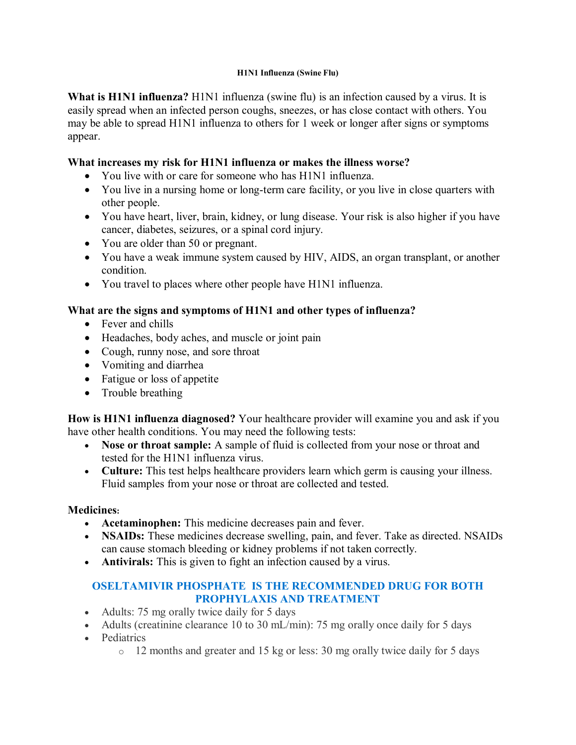# H1N1 Influenza (Swine Flu)

**What is H1N1 influenza?** H1N1 influenza (swine flu) is an infection caused by a virus. It is easily spread when an infected person coughs, sneezes, or has close contact with others. You may be able to spread H1N1 influenza to others for 1 week or longer after signs or symptoms appear.

**What increases my risk for H1N1 influenza or makes the illness worse?**

- You live with or care for someone who has H1N1 influenza.
- You live in a nursing home or long-term care facility, or you live in close quarters with other people.
- You have heart, liver, brain, kidney, or lung disease. Your risk is also higher if you have cancer, diabetes, seizures, or a spinal cord injury.
- You are older than 50 or pregnant.
- You have a weak immune system caused by HIV, AIDS, an organ transplant, or another condition.
- You travel to places where other people have H1N1 influenza.

**What are the signs and symptoms of H1N1 and other types of influenza?**

- Fever and chills
- Headaches, body aches, and muscle or joint pain
- Cough, runny nose, and sore throat
- Vomiting and diarrhea
- Fatigue or loss of appetite
- Trouble breathing

**How is H1N1 influenza diagnosed?** Your healthcare provider will examine you and ask if you have other health conditions. You may need the following tests:

- **Nose or throat sample:** A sample of fluid is collected from your nose or throat and tested for the H1N1 influenza virus.
- **Culture:** This test helps healthcare providers learn which germ is causing your illness. Fluid samples from your nose or throat are collected and tested.

**Medicines:**

- **Acetaminophen:** This medicine decreases pain and fever.
- **NSAIDs:** These medicines decrease swelling, pain, and fever. Take as directed. NSAIDs can cause stomach bleeding or kidney problems if not taken correctly.
- **Antivirals:** This is given to fight an infection caused by a virus.

## OSELTAMIVIR PHOSPHATE IS THE RECOMMENDED DRUG FOR BOTH PROPHYLAXIS AND TREATMENT

- Adults: 75 mg orally twice daily for 5 days
- Adults (creatinine clearance 10 to 30 mL/min): 75 mg orally once daily for 5 days
- Pediatrics
  - 12 months and greater and 15 kg or less: 30 mg orally twice daily for 5 days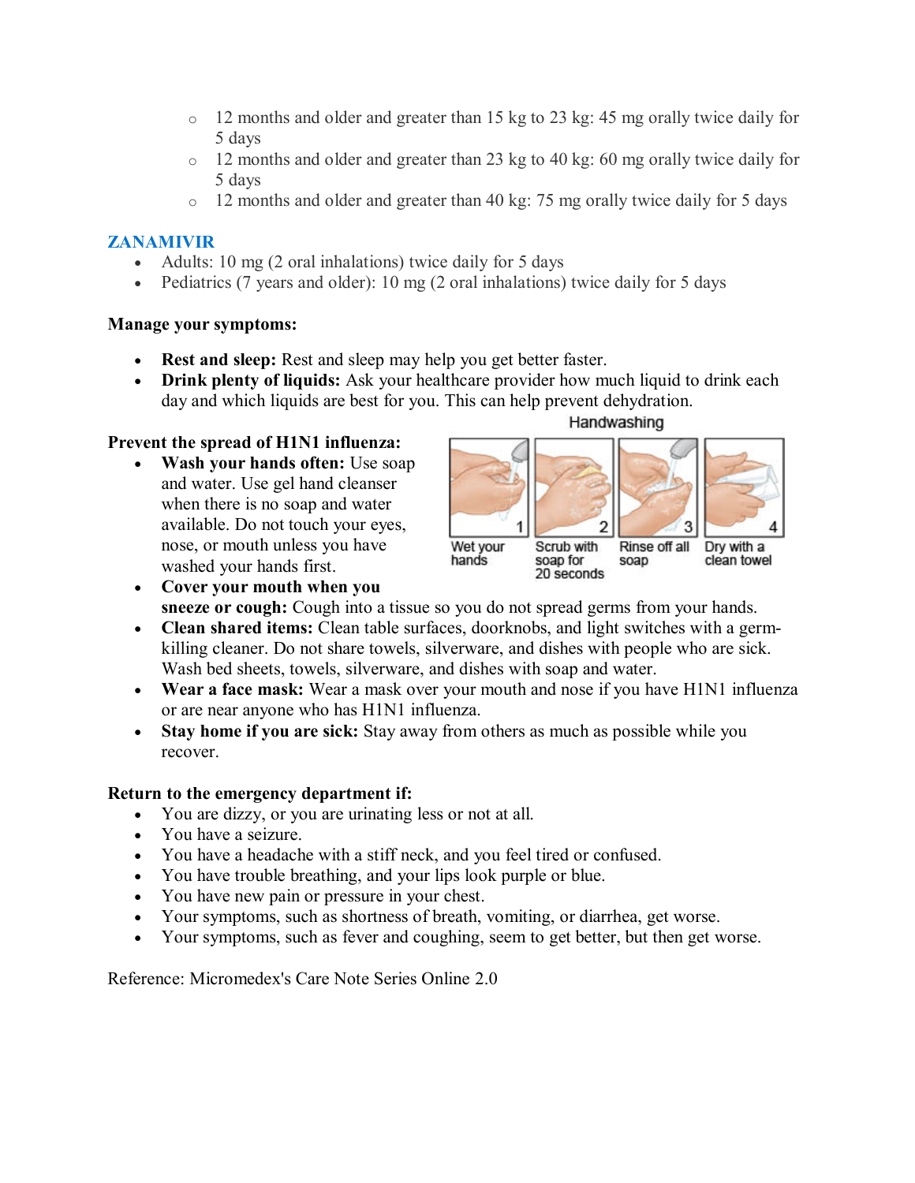- 12 months and older and greater than 15 kg to 23 kg: 45 mg orally twice daily for 5 days
- 12 months and older and greater than 23 kg to 40 kg: 60 mg orally twice daily for 5 days
- 12 months and older and greater than 40 kg: 75 mg orally twice daily for 5 days

## ZANAMIVIR

- Adults: 10 mg (2 oral inhalations) twice daily for 5 days
- Pediatrics (7 years and older): 10 mg (2 oral inhalations) twice daily for 5 days

**Manage your symptoms:**

- **Rest and sleep:** Rest and sleep may help you get better faster.
- **Drink plenty of liquids:** Ask your healthcare provider how much liquid to drink each day and which liquids are best for you. This can help prevent dehydration.

**Prevent the spread of H1N1 influenza:**

- **Wash your hands often:** Use soap and water. Use gel hand cleanser when there is no soap and water available. Do not touch your eyes, nose, or mouth unless you have washed your hands first.
- **Cover your mouth when you sneeze or cough:** Cough into a tissue so you do not spread germs from your hands.
- **Clean shared items:** Clean table surfaces, doorknobs, and light switches with a germ-killing cleaner. Do not share towels, silverware, and dishes with people who are sick. Wash bed sheets, towels, silverware, and dishes with soap and water.
- **Wear a face mask:** Wear a mask over your mouth and nose if you have H1N1 influenza or are near anyone who has H1N1 influenza.
- **Stay home if you are sick:** Stay away from others as much as possible while you recover.

Handwashing

1 Wet your hands

2 Scrub with soap for 20 seconds

3 Rinse off all soap

4 Dry with a clean towel

**Return to the emergency department if:**

- You are dizzy, or you are urinating less or not at all.
- You have a seizure.
- You have a headache with a stiff neck, and you feel tired or confused.
- You have trouble breathing, and your lips look purple or blue.
- You have new pain or pressure in your chest.
- Your symptoms, such as shortness of breath, vomiting, or diarrhea, get worse.
- Your symptoms, such as fever and coughing, seem to get better, but then get worse.

Reference: Micromedex's Care Note Series Online 2.0